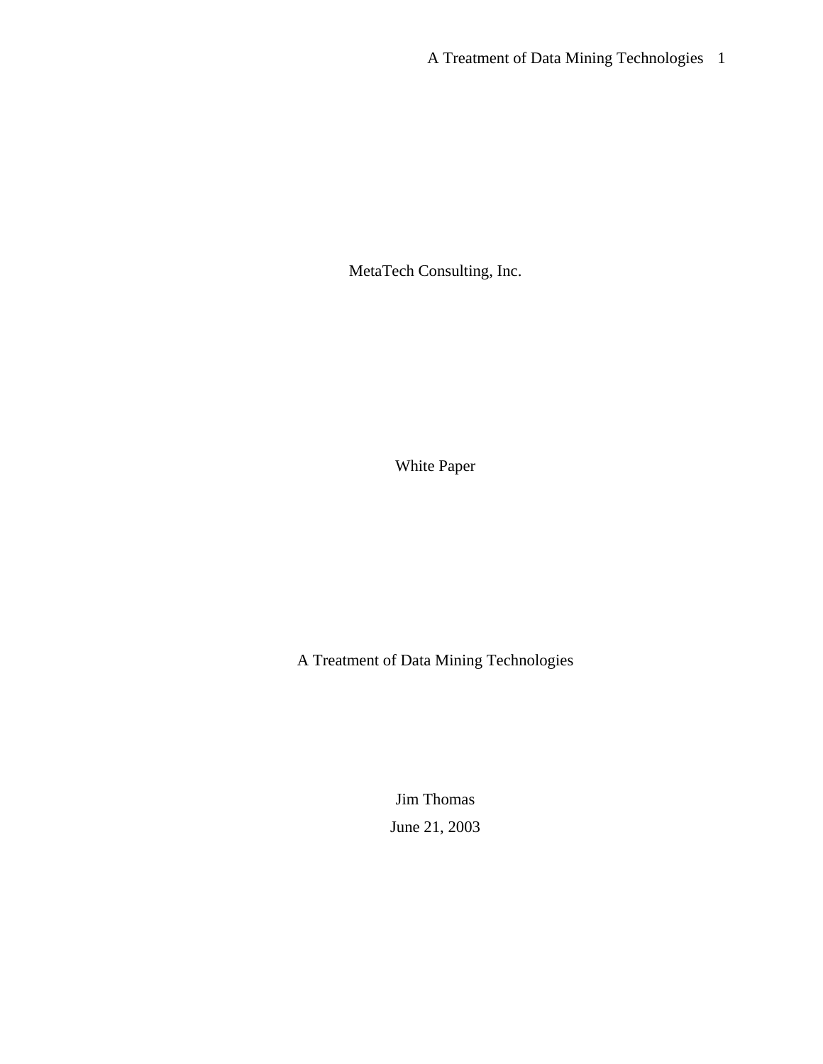MetaTech Consulting, Inc.

White Paper

# A Treatment of Data Mining Technologies

Jim Thomas

June 21, 2003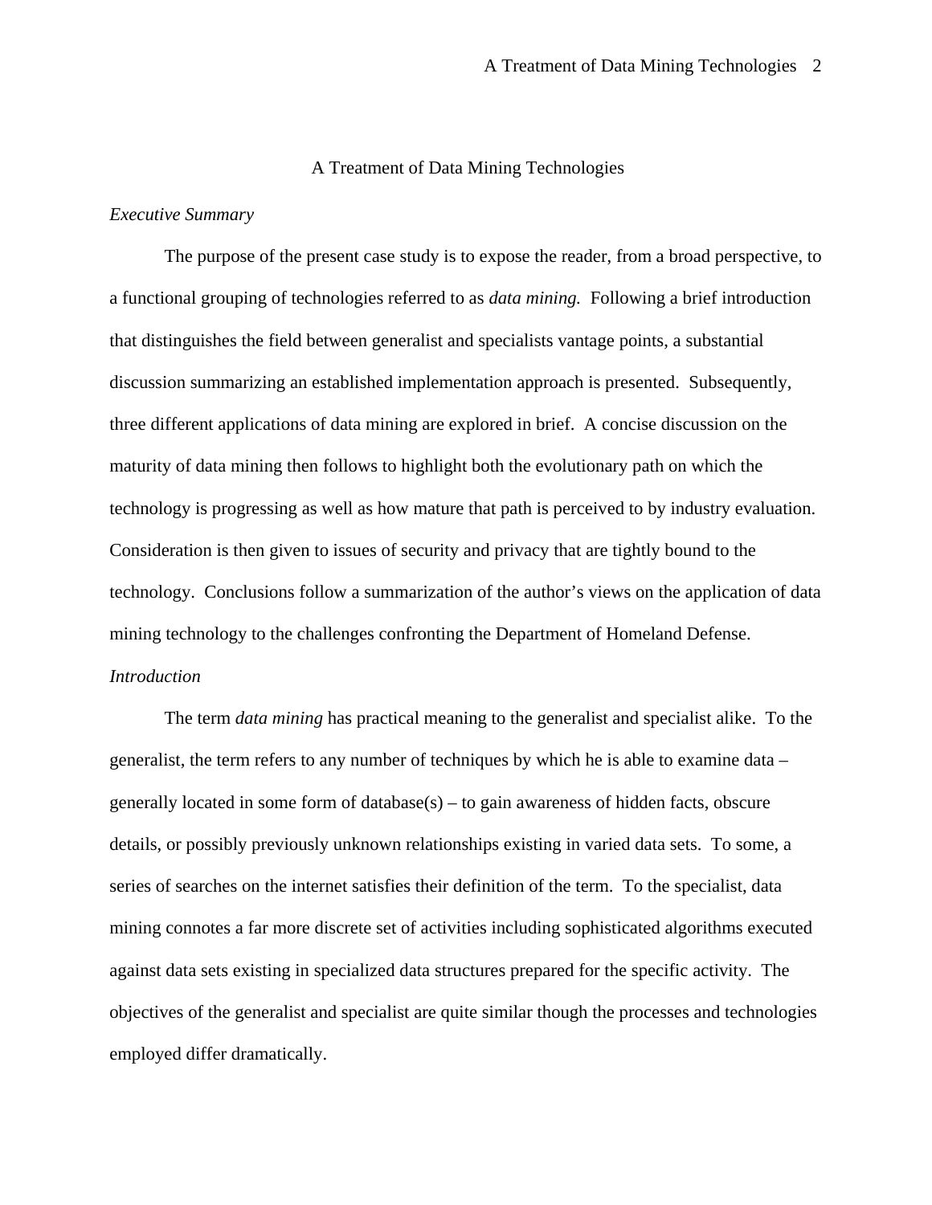# A Treatment of Data Mining Technologies

*Executive Summary*

The purpose of the present case study is to expose the reader, from a broad perspective, to a functional grouping of technologies referred to as *data mining.* Following a brief introduction that distinguishes the field between generalist and specialists vantage points, a substantial discussion summarizing an established implementation approach is presented. Subsequently, three different applications of data mining are explored in brief. A concise discussion on the maturity of data mining then follows to highlight both the evolutionary path on which the technology is progressing as well as how mature that path is perceived to by industry evaluation. Consideration is then given to issues of security and privacy that are tightly bound to the technology. Conclusions follow a summarization of the author's views on the application of data mining technology to the challenges confronting the Department of Homeland Defense.

*Introduction*

The term *data mining* has practical meaning to the generalist and specialist alike. To the generalist, the term refers to any number of techniques by which he is able to examine data – generally located in some form of database(s) – to gain awareness of hidden facts, obscure details, or possibly previously unknown relationships existing in varied data sets. To some, a series of searches on the internet satisfies their definition of the term. To the specialist, data mining connotes a far more discrete set of activities including sophisticated algorithms executed against data sets existing in specialized data structures prepared for the specific activity. The objectives of the generalist and specialist are quite similar though the processes and technologies employed differ dramatically.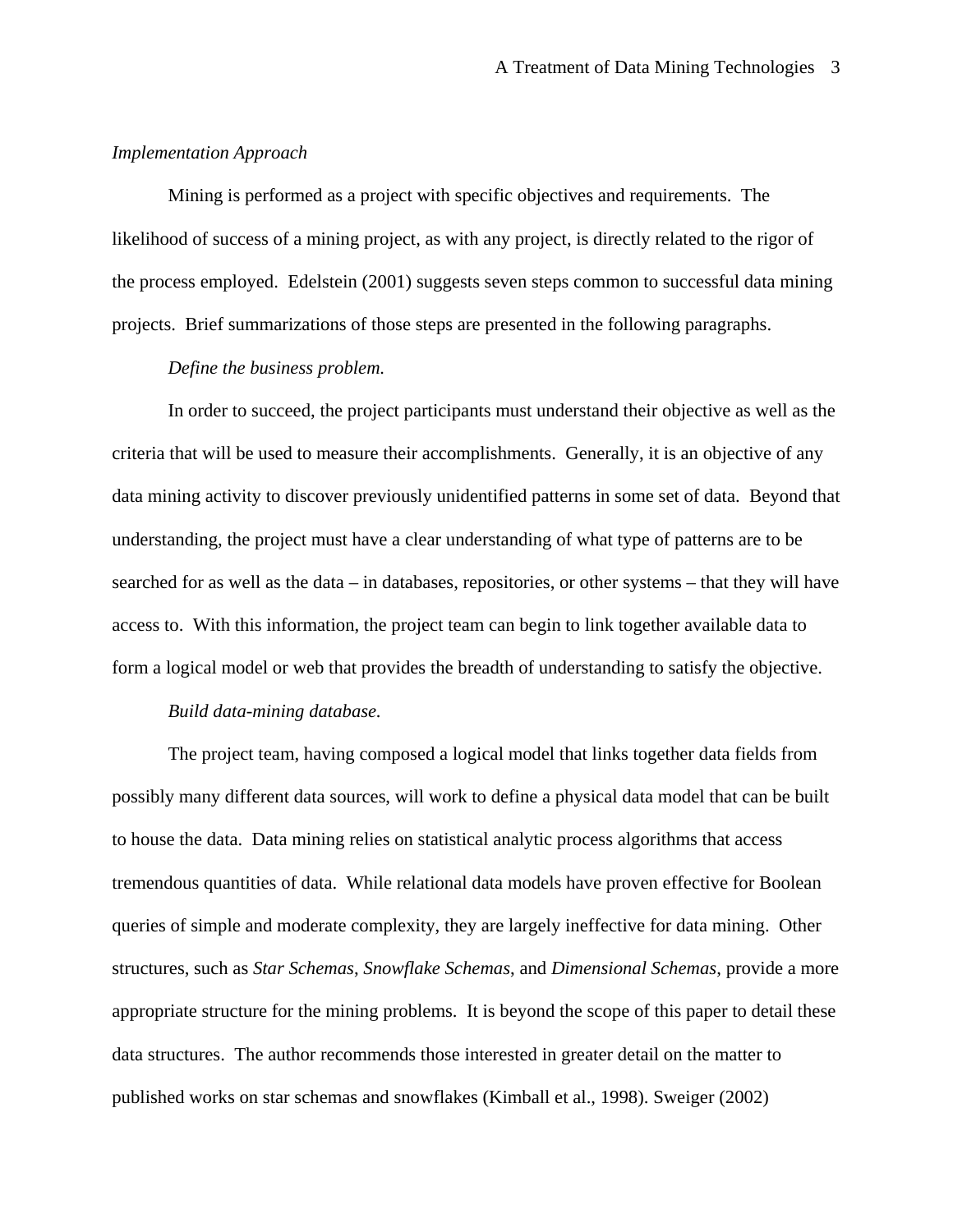*Implementation Approach*

Mining is performed as a project with specific objectives and requirements. The likelihood of success of a mining project, as with any project, is directly related to the rigor of the process employed. Edelstein (2001) suggests seven steps common to successful data mining projects. Brief summarizations of those steps are presented in the following paragraphs.

*Define the business problem.*

In order to succeed, the project participants must understand their objective as well as the criteria that will be used to measure their accomplishments. Generally, it is an objective of any data mining activity to discover previously unidentified patterns in some set of data. Beyond that understanding, the project must have a clear understanding of what type of patterns are to be searched for as well as the data – in databases, repositories, or other systems – that they will have access to. With this information, the project team can begin to link together available data to form a logical model or web that provides the breadth of understanding to satisfy the objective.

*Build data-mining database.*

The project team, having composed a logical model that links together data fields from possibly many different data sources, will work to define a physical data model that can be built to house the data. Data mining relies on statistical analytic process algorithms that access tremendous quantities of data. While relational data models have proven effective for Boolean queries of simple and moderate complexity, they are largely ineffective for data mining. Other structures, such as *Star Schemas*, *Snowflake Schemas*, and *Dimensional Schemas*, provide a more appropriate structure for the mining problems. It is beyond the scope of this paper to detail these data structures. The author recommends those interested in greater detail on the matter to published works on star schemas and snowflakes (Kimball et al., 1998). Sweiger (2002)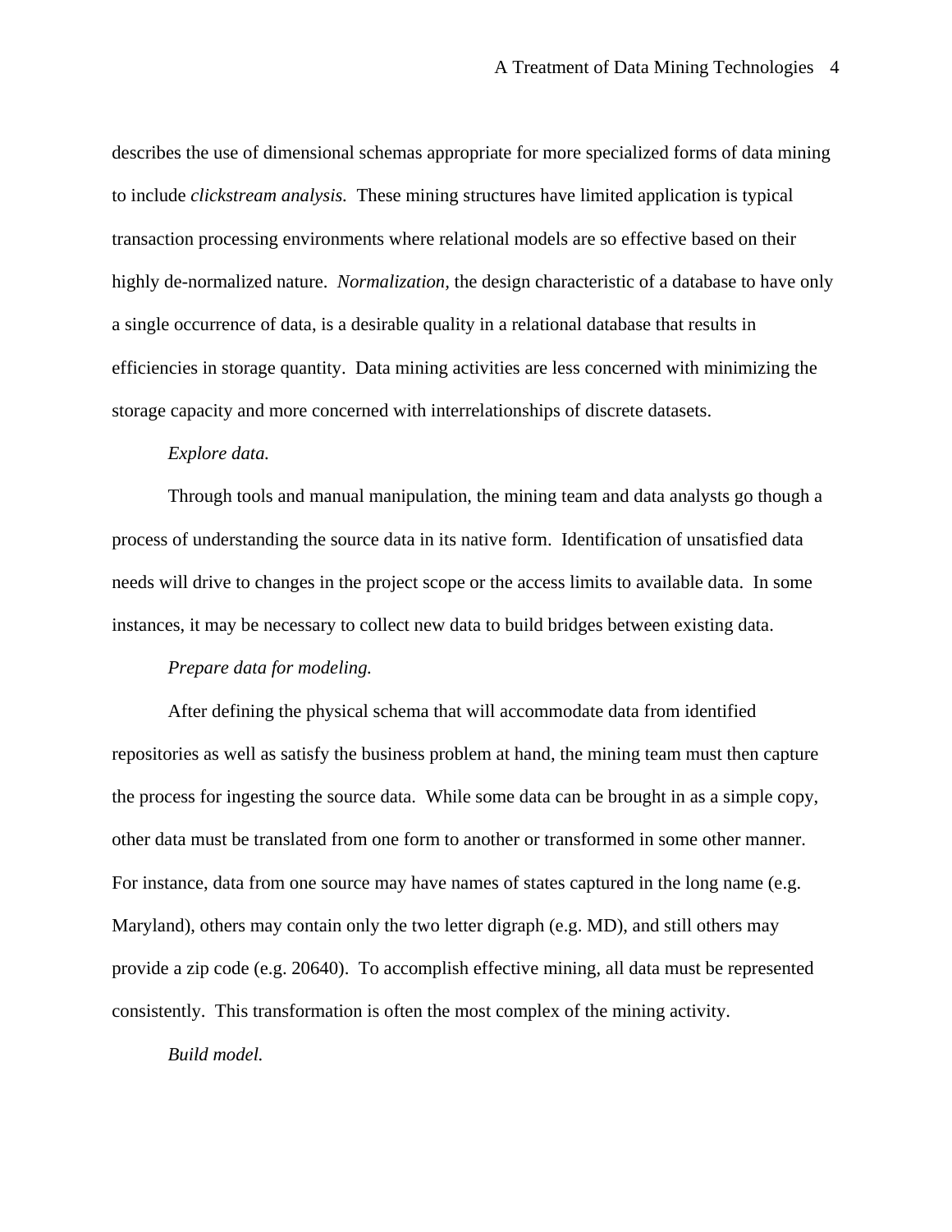describes the use of dimensional schemas appropriate for more specialized forms of data mining to include *clickstream analysis.* These mining structures have limited application is typical transaction processing environments where relational models are so effective based on their highly de-normalized nature. *Normalization,* the design characteristic of a database to have only a single occurrence of data, is a desirable quality in a relational database that results in efficiencies in storage quantity. Data mining activities are less concerned with minimizing the storage capacity and more concerned with interrelationships of discrete datasets.

*Explore data.*

Through tools and manual manipulation, the mining team and data analysts go though a process of understanding the source data in its native form. Identification of unsatisfied data needs will drive to changes in the project scope or the access limits to available data. In some instances, it may be necessary to collect new data to build bridges between existing data.

*Prepare data for modeling.*

After defining the physical schema that will accommodate data from identified repositories as well as satisfy the business problem at hand, the mining team must then capture the process for ingesting the source data. While some data can be brought in as a simple copy, other data must be translated from one form to another or transformed in some other manner. For instance, data from one source may have names of states captured in the long name (e.g. Maryland), others may contain only the two letter digraph (e.g. MD), and still others may provide a zip code (e.g. 20640). To accomplish effective mining, all data must be represented consistently. This transformation is often the most complex of the mining activity.

*Build model.*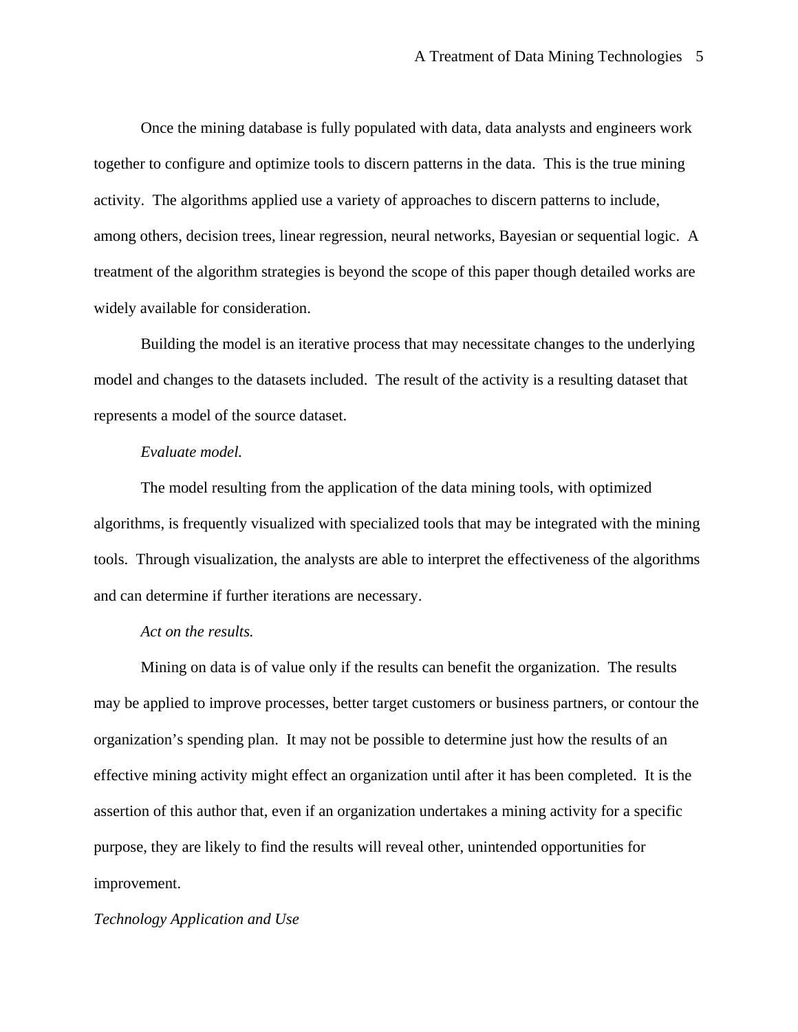Once the mining database is fully populated with data, data analysts and engineers work together to configure and optimize tools to discern patterns in the data. This is the true mining activity. The algorithms applied use a variety of approaches to discern patterns to include, among others, decision trees, linear regression, neural networks, Bayesian or sequential logic. A treatment of the algorithm strategies is beyond the scope of this paper though detailed works are widely available for consideration.

Building the model is an iterative process that may necessitate changes to the underlying model and changes to the datasets included. The result of the activity is a resulting dataset that represents a model of the source dataset.

*Evaluate model.*

The model resulting from the application of the data mining tools, with optimized algorithms, is frequently visualized with specialized tools that may be integrated with the mining tools. Through visualization, the analysts are able to interpret the effectiveness of the algorithms and can determine if further iterations are necessary.

*Act on the results.*

Mining on data is of value only if the results can benefit the organization. The results may be applied to improve processes, better target customers or business partners, or contour the organization's spending plan. It may not be possible to determine just how the results of an effective mining activity might effect an organization until after it has been completed. It is the assertion of this author that, even if an organization undertakes a mining activity for a specific purpose, they are likely to find the results will reveal other, unintended opportunities for improvement.

### *Technology Application and Use*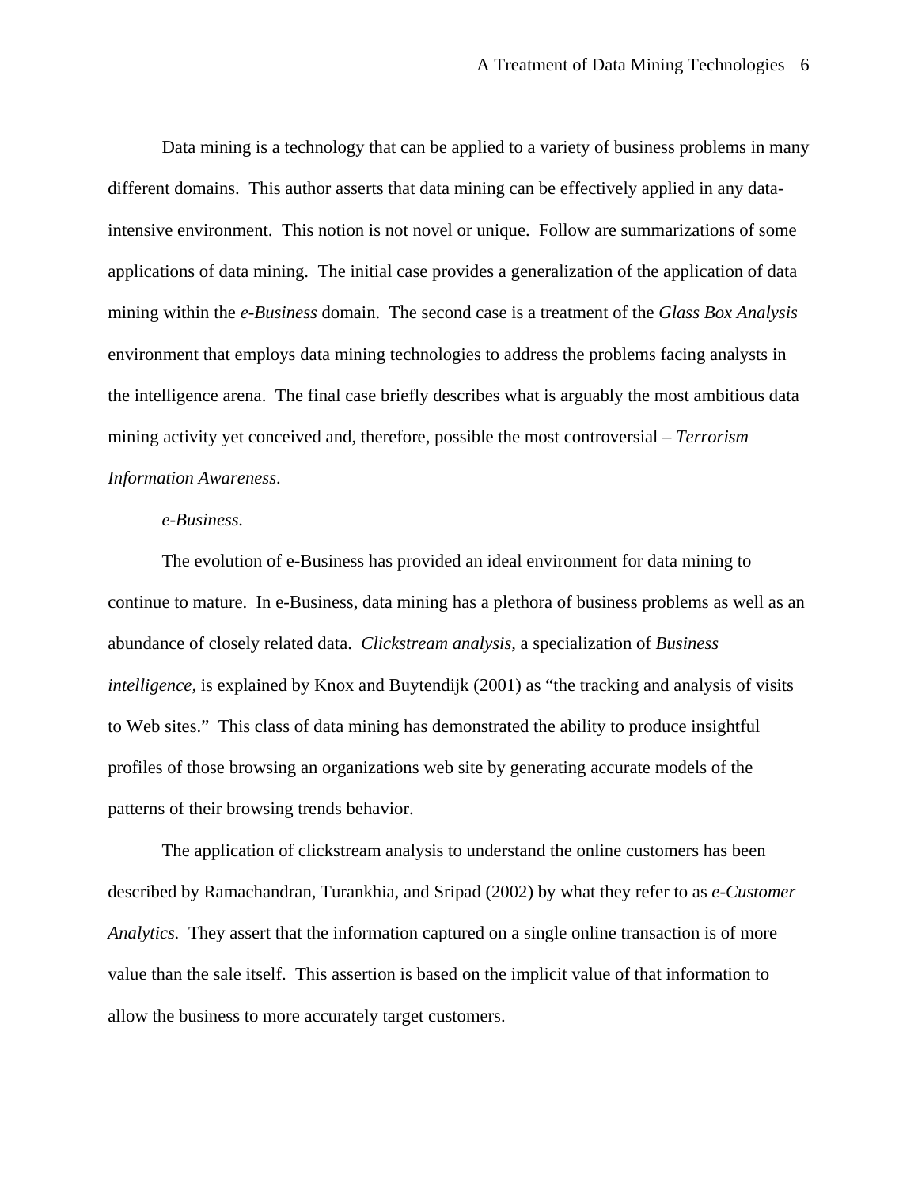Data mining is a technology that can be applied to a variety of business problems in many different domains. This author asserts that data mining can be effectively applied in any data-intensive environment. This notion is not novel or unique. Follow are summarizations of some applications of data mining. The initial case provides a generalization of the application of data mining within the *e-Business* domain. The second case is a treatment of the *Glass Box Analysis* environment that employs data mining technologies to address the problems facing analysts in the intelligence arena. The final case briefly describes what is arguably the most ambitious data mining activity yet conceived and, therefore, possible the most controversial – *Terrorism Information Awareness*.

*e-Business.*

The evolution of e-Business has provided an ideal environment for data mining to continue to mature. In e-Business, data mining has a plethora of business problems as well as an abundance of closely related data. *Clickstream analysis,* a specialization of *Business intelligence,* is explained by Knox and Buytendijk (2001) as "the tracking and analysis of visits to Web sites." This class of data mining has demonstrated the ability to produce insightful profiles of those browsing an organizations web site by generating accurate models of the patterns of their browsing trends behavior.

The application of clickstream analysis to understand the online customers has been described by Ramachandran, Turankhia, and Sripad (2002) by what they refer to as *e-Customer Analytics.* They assert that the information captured on a single online transaction is of more value than the sale itself. This assertion is based on the implicit value of that information to allow the business to more accurately target customers.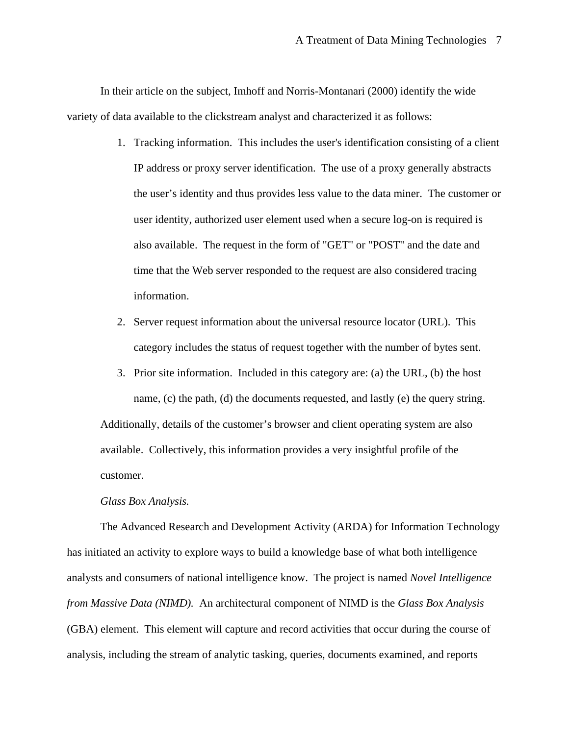In their article on the subject, Imhoff and Norris-Montanari (2000) identify the wide variety of data available to the clickstream analyst and characterized it as follows:

1. Tracking information. This includes the user's identification consisting of a client IP address or proxy server identification. The use of a proxy generally abstracts the user’s identity and thus provides less value to the data miner. The customer or user identity, authorized user element used when a secure log-on is required is also available. The request in the form of "GET" or "POST" and the date and time that the Web server responded to the request are also considered tracing information.
2. Server request information about the universal resource locator (URL). This category includes the status of request together with the number of bytes sent.
3. Prior site information. Included in this category are: (a) the URL, (b) the host name, (c) the path, (d) the documents requested, and lastly (e) the query string.

Additionally, details of the customer’s browser and client operating system are also available. Collectively, this information provides a very insightful profile of the customer.

*Glass Box Analysis.*

The Advanced Research and Development Activity (ARDA) for Information Technology has initiated an activity to explore ways to build a knowledge base of what both intelligence analysts and consumers of national intelligence know. The project is named *Novel Intelligence from Massive Data (NIMD).* An architectural component of NIMD is the *Glass Box Analysis* (GBA) element. This element will capture and record activities that occur during the course of analysis, including the stream of analytic tasking, queries, documents examined, and reports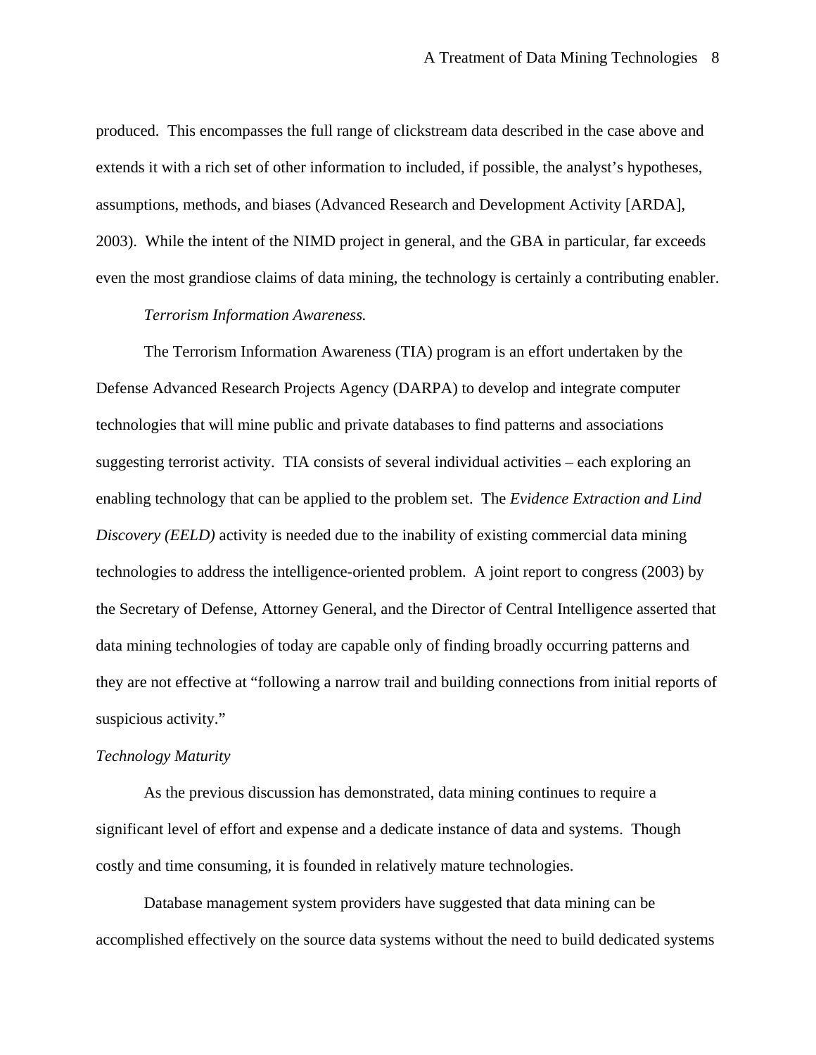produced. This encompasses the full range of clickstream data described in the case above and extends it with a rich set of other information to included, if possible, the analyst's hypotheses, assumptions, methods, and biases (Advanced Research and Development Activity [ARDA], 2003). While the intent of the NIMD project in general, and the GBA in particular, far exceeds even the most grandiose claims of data mining, the technology is certainly a contributing enabler.

*Terrorism Information Awareness.*

The Terrorism Information Awareness (TIA) program is an effort undertaken by the Defense Advanced Research Projects Agency (DARPA) to develop and integrate computer technologies that will mine public and private databases to find patterns and associations suggesting terrorist activity. TIA consists of several individual activities – each exploring an enabling technology that can be applied to the problem set. The *Evidence Extraction and Lind Discovery (EELD)* activity is needed due to the inability of existing commercial data mining technologies to address the intelligence-oriented problem. A joint report to congress (2003) by the Secretary of Defense, Attorney General, and the Director of Central Intelligence asserted that data mining technologies of today are capable only of finding broadly occurring patterns and they are not effective at "following a narrow trail and building connections from initial reports of suspicious activity."

### *Technology Maturity*

As the previous discussion has demonstrated, data mining continues to require a significant level of effort and expense and a dedicate instance of data and systems. Though costly and time consuming, it is founded in relatively mature technologies.

Database management system providers have suggested that data mining can be accomplished effectively on the source data systems without the need to build dedicated systems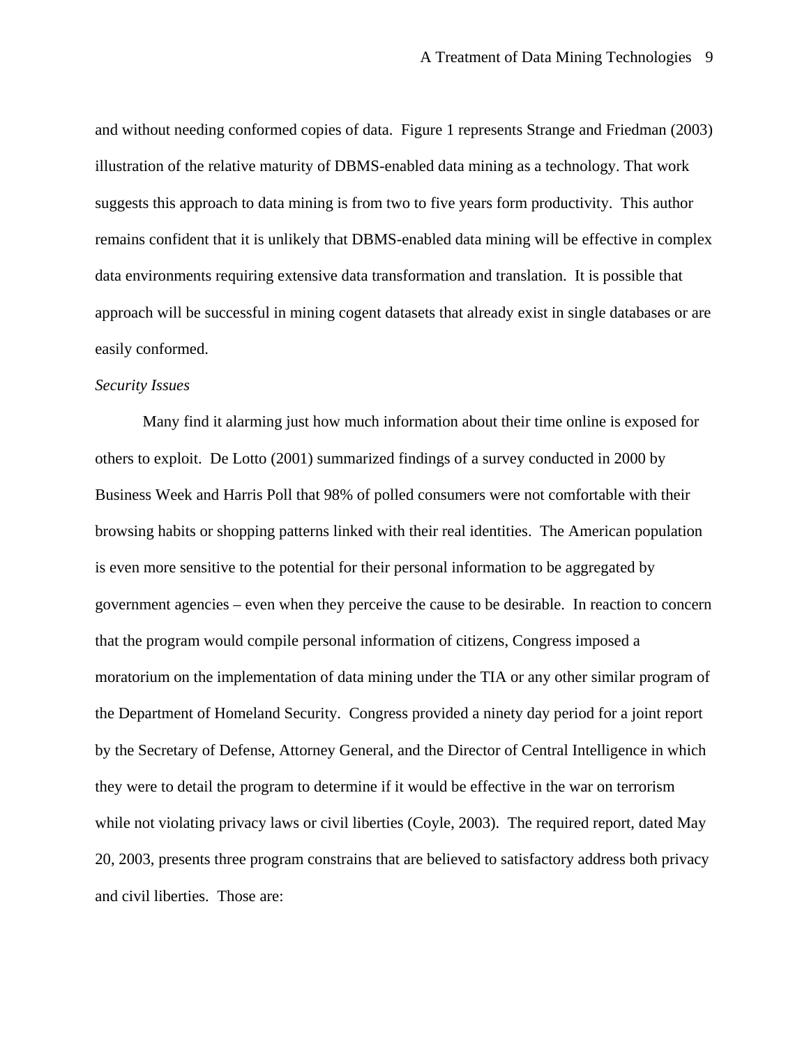and without needing conformed copies of data. Figure 1 represents Strange and Friedman (2003) illustration of the relative maturity of DBMS-enabled data mining as a technology. That work suggests this approach to data mining is from two to five years form productivity. This author remains confident that it is unlikely that DBMS-enabled data mining will be effective in complex data environments requiring extensive data transformation and translation. It is possible that approach will be successful in mining cogent datasets that already exist in single databases or are easily conformed.

*Security Issues*

Many find it alarming just how much information about their time online is exposed for others to exploit. De Lotto (2001) summarized findings of a survey conducted in 2000 by Business Week and Harris Poll that 98% of polled consumers were not comfortable with their browsing habits or shopping patterns linked with their real identities. The American population is even more sensitive to the potential for their personal information to be aggregated by government agencies – even when they perceive the cause to be desirable. In reaction to concern that the program would compile personal information of citizens, Congress imposed a moratorium on the implementation of data mining under the TIA or any other similar program of the Department of Homeland Security. Congress provided a ninety day period for a joint report by the Secretary of Defense, Attorney General, and the Director of Central Intelligence in which they were to detail the program to determine if it would be effective in the war on terrorism while not violating privacy laws or civil liberties (Coyle, 2003). The required report, dated May 20, 2003, presents three program constrains that are believed to satisfactory address both privacy and civil liberties. Those are: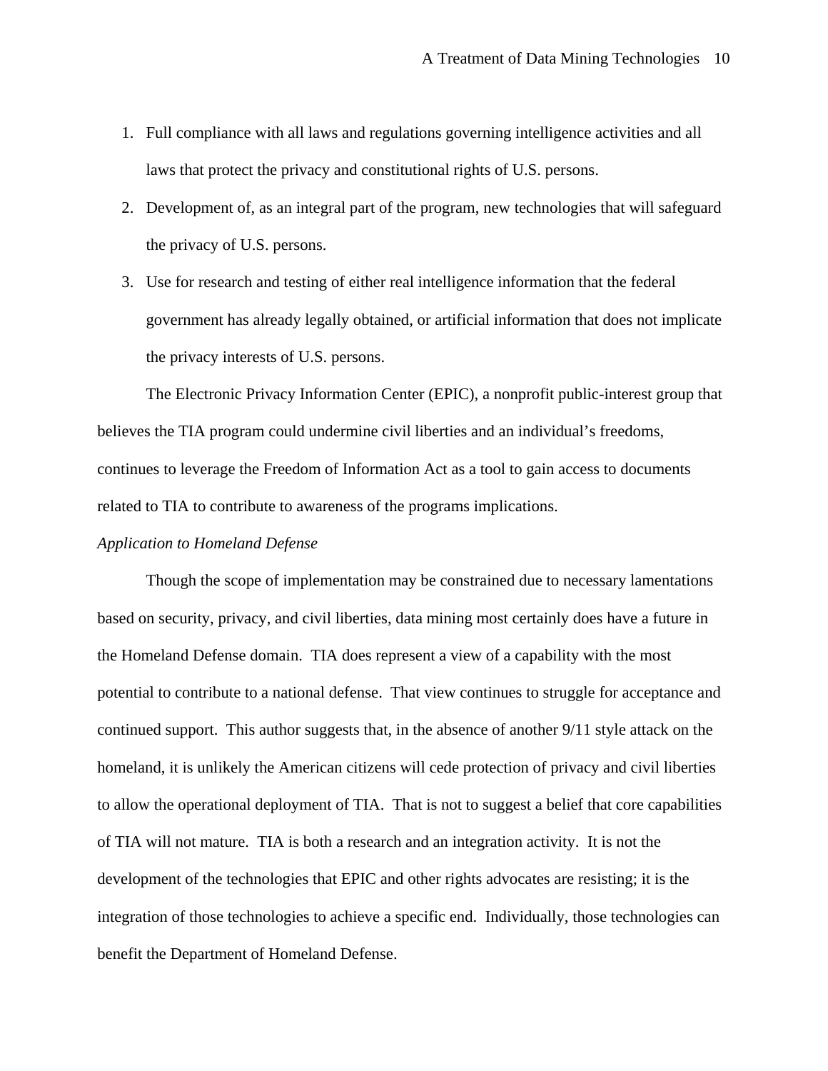1. Full compliance with all laws and regulations governing intelligence activities and all laws that protect the privacy and constitutional rights of U.S. persons.
2. Development of, as an integral part of the program, new technologies that will safeguard the privacy of U.S. persons.
3. Use for research and testing of either real intelligence information that the federal government has already legally obtained, or artificial information that does not implicate the privacy interests of U.S. persons.

The Electronic Privacy Information Center (EPIC), a nonprofit public-interest group that believes the TIA program could undermine civil liberties and an individual's freedoms, continues to leverage the Freedom of Information Act as a tool to gain access to documents related to TIA to contribute to awareness of the programs implications.

*Application to Homeland Defense*

Though the scope of implementation may be constrained due to necessary lamentations based on security, privacy, and civil liberties, data mining most certainly does have a future in the Homeland Defense domain. TIA does represent a view of a capability with the most potential to contribute to a national defense. That view continues to struggle for acceptance and continued support. This author suggests that, in the absence of another 9/11 style attack on the homeland, it is unlikely the American citizens will cede protection of privacy and civil liberties to allow the operational deployment of TIA. That is not to suggest a belief that core capabilities of TIA will not mature. TIA is both a research and an integration activity. It is not the development of the technologies that EPIC and other rights advocates are resisting; it is the integration of those technologies to achieve a specific end. Individually, those technologies can benefit the Department of Homeland Defense.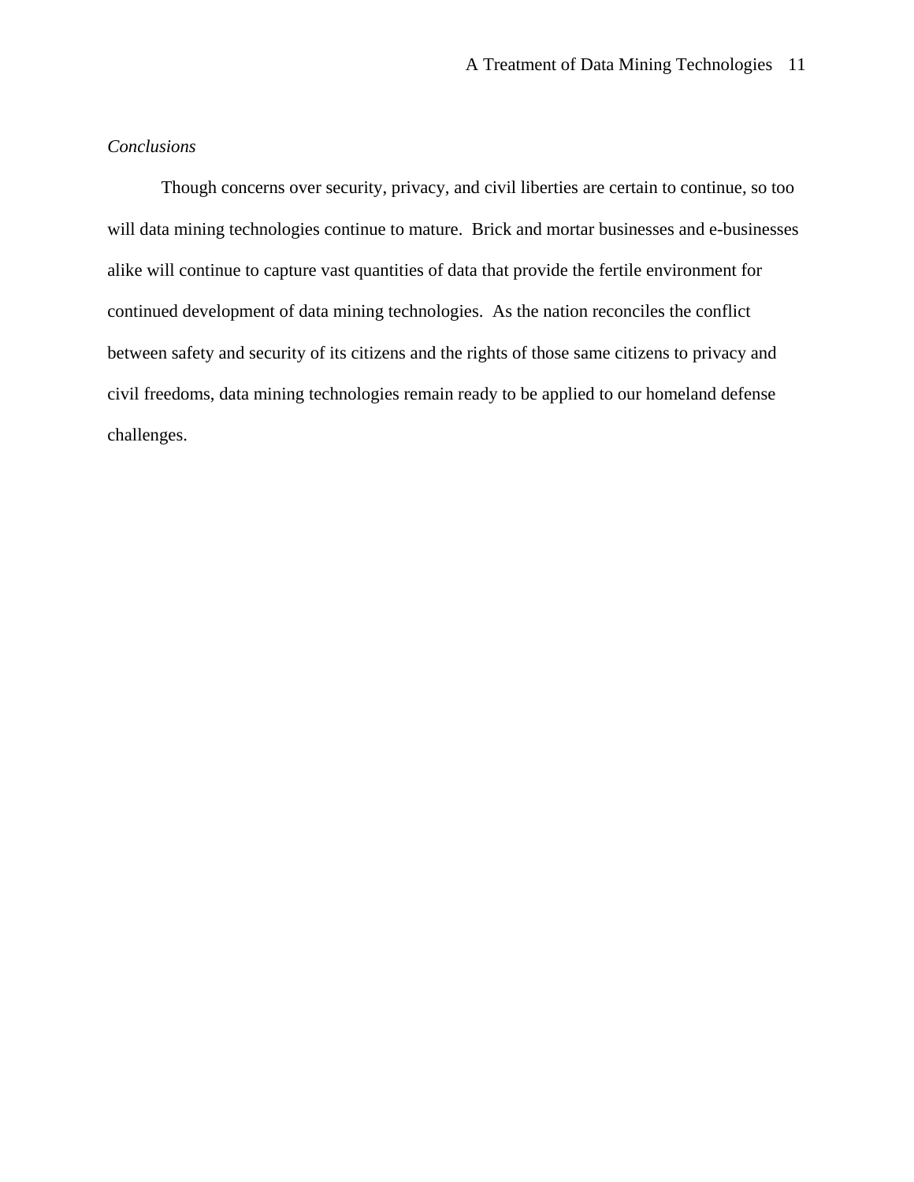*Conclusions*

Though concerns over security, privacy, and civil liberties are certain to continue, so too will data mining technologies continue to mature. Brick and mortar businesses and e-businesses alike will continue to capture vast quantities of data that provide the fertile environment for continued development of data mining technologies. As the nation reconciles the conflict between safety and security of its citizens and the rights of those same citizens to privacy and civil freedoms, data mining technologies remain ready to be applied to our homeland defense challenges.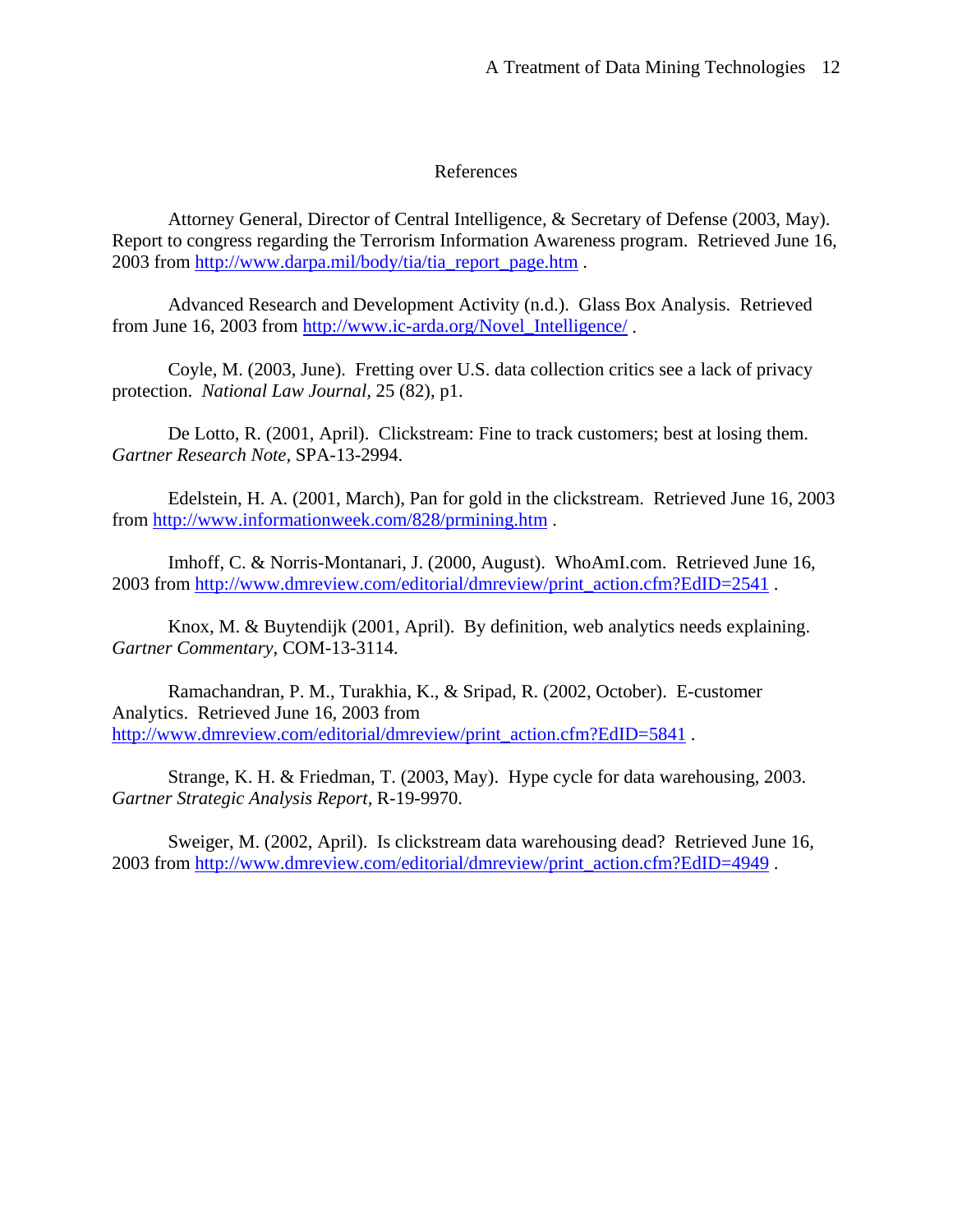# References

Attorney General, Director of Central Intelligence, & Secretary of Defense (2003, May). Report to congress regarding the Terrorism Information Awareness program. Retrieved June 16, 2003 from http://www.darpa.mil/body/tia/tia_report_page.htm .

Advanced Research and Development Activity (n.d.). Glass Box Analysis. Retrieved from June 16, 2003 from http://www.ic-arda.org/Novel_Intelligence/ .

Coyle, M. (2003, June). Fretting over U.S. data collection critics see a lack of privacy protection. *National Law Journal*, 25 (82), p1.

De Lotto, R. (2001, April). Clickstream: Fine to track customers; best at losing them. *Gartner Research Note*, SPA-13-2994.

Edelstein, H. A. (2001, March), Pan for gold in the clickstream. Retrieved June 16, 2003 from http://www.informationweek.com/828/prmining.htm .

Imhoff, C. & Norris-Montanari, J. (2000, August). WhoAmI.com. Retrieved June 16, 2003 from http://www.dmreview.com/editorial/dmreview/print_action.cfm?EdID=2541 .

Knox, M. & Buytendijk (2001, April). By definition, web analytics needs explaining. *Gartner Commentary*, COM-13-3114.

Ramachandran, P. M., Turakhia, K., & Sripad, R. (2002, October). E-customer Analytics. Retrieved June 16, 2003 from http://www.dmreview.com/editorial/dmreview/print_action.cfm?EdID=5841 .

Strange, K. H. & Friedman, T. (2003, May). Hype cycle for data warehousing, 2003. *Gartner Strategic Analysis Report*, R-19-9970.

Sweiger, M. (2002, April). Is clickstream data warehousing dead? Retrieved June 16, 2003 from http://www.dmreview.com/editorial/dmreview/print_action.cfm?EdID=4949 .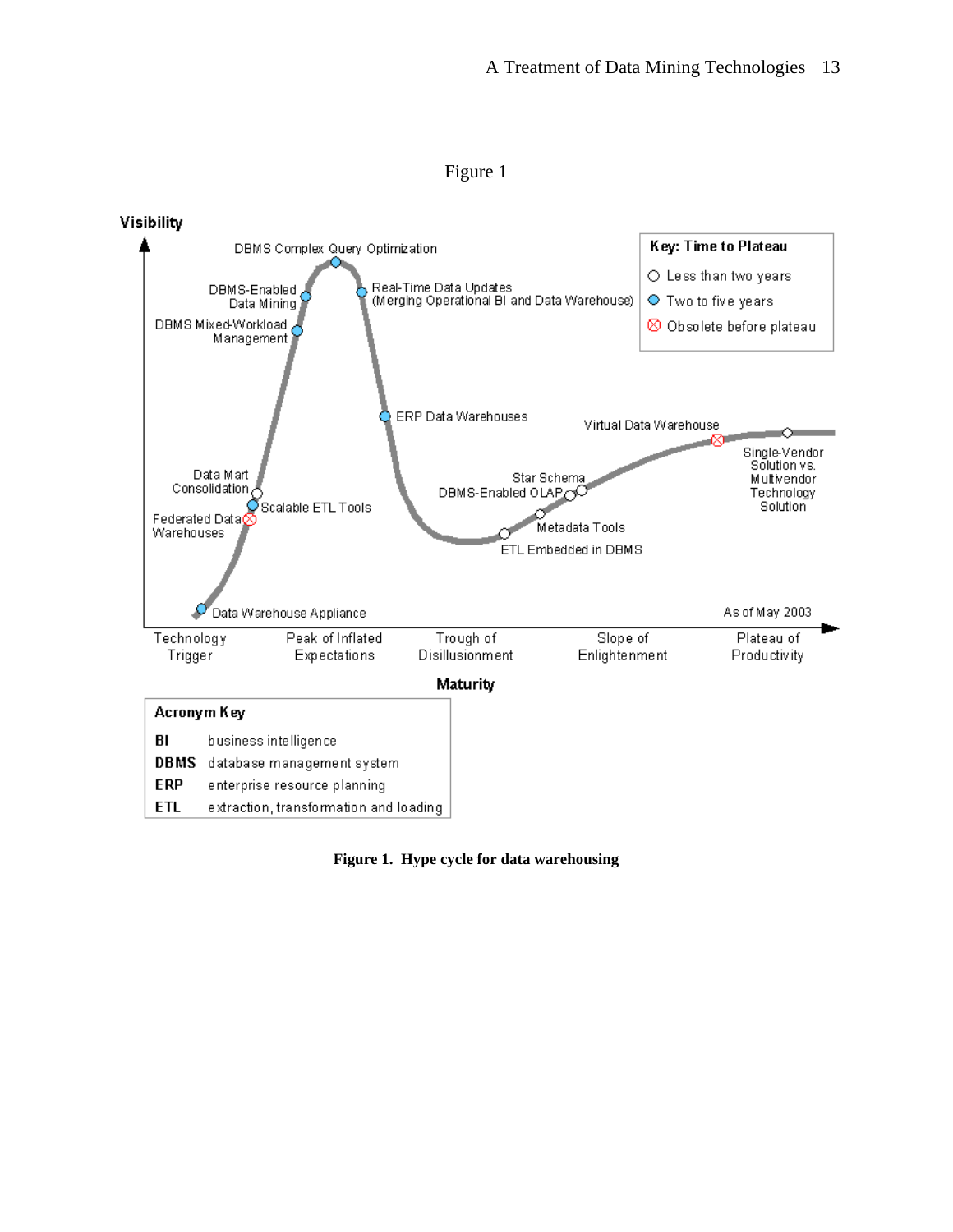Figure 1

Visibility

DBMS Complex Query Optimization

DBMS-Enabled Data Mining

DBMS Mixed-Workload Management

Real-Time Data Updates (Merging Operational BI and Data Warehouse)

ERP Data Warehouses

Data Mart Consolidation

Scalable ETL Tools

Federated Data Warehouses

Data Warehouse Appliance

Star Schema

DBMS-Enabled OLAP

Metadata Tools

ETL Embedded in DBMS

Virtual Data Warehouse

Single-Vendor Solution vs. Multivendor Technology Solution

Key: Time to Plateau

Less than two years

Two to five years

Obsolete before plateau

As of May 2003

Technology Trigger

Peak of Inflated Expectations

Trough of Disillusionment

Slope of Enlightenment

Plateau of Productivity

Maturity

| Acronym Key | |
|---|---|
| **BI** | business intelligence |
| **DBMS** | database management system |
| **ERP** | enterprise resource planning |
| **ETL** | extraction, transformation and loading |

**Figure 1. Hype cycle for data warehousing**